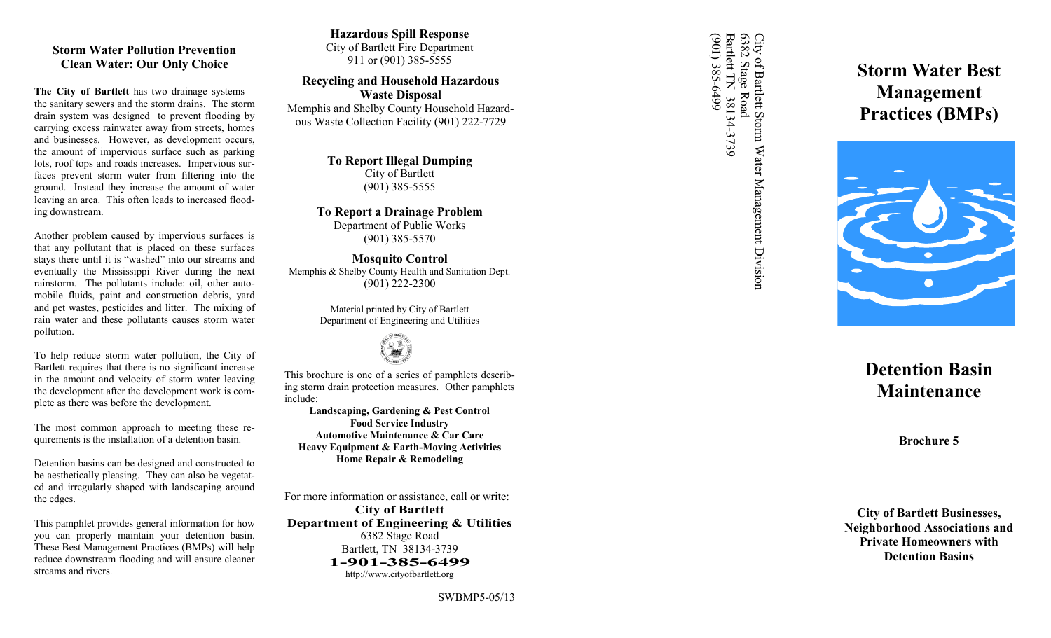## Storm Water Pollution Prevention
## Clean Water: Our Only Choice

**The City of Bartlett** has two drainage systems—the sanitary sewers and the storm drains. The storm drain system was designed to prevent flooding by carrying excess rainwater away from streets, homes and businesses. However, as development occurs, the amount of impervious surface such as parking lots, roof tops and roads increases. Impervious surfaces prevent storm water from filtering into the ground. Instead they increase the amount of water leaving an area. This often leads to increased flooding downstream.

Another problem caused by impervious surfaces is that any pollutant that is placed on these surfaces stays there until it is "washed" into our streams and eventually the Mississippi River during the next rainstorm. The pollutants include: oil, other automobile fluids, paint and construction debris, yard and pet wastes, pesticides and litter. The mixing of rain water and these pollutants causes storm water pollution.

To help reduce storm water pollution, the City of Bartlett requires that there is no significant increase in the amount and velocity of storm water leaving the development after the development work is complete as there was before the development.

The most common approach to meeting these requirements is the installation of a detention basin.

Detention basins can be designed and constructed to be aesthetically pleasing. They can also be vegetated and irregularly shaped with landscaping around the edges.

This pamphlet provides general information for how you can properly maintain your detention basin. These Best Management Practices (BMPs) will help reduce downstream flooding and will ensure cleaner streams and rivers.

**Hazardous Spill Response**
City of Bartlett Fire Department
911 or (901) 385-5555

**Recycling and Household Hazardous Waste Disposal**
Memphis and Shelby County Household Hazardous Waste Collection Facility (901) 222-7729

**To Report Illegal Dumping**
City of Bartlett
(901) 385-5555

**To Report a Drainage Problem**
Department of Public Works
(901) 385-5570

**Mosquito Control**
Memphis & Shelby County Health and Sanitation Dept.
(901) 222-2300

Material printed by City of Bartlett
Department of Engineering and Utilities

This brochure is one of a series of pamphlets describing storm drain protection measures. Other pamphlets include:

**Landscaping, Gardening & Pest Control**
**Food Service Industry**
**Automotive Maintenance & Car Care**
**Heavy Equipment & Earth-Moving Activities**
**Home Repair & Remodeling**

For more information or assistance, call or write:

**City of Bartlett**
**Department of Engineering & Utilities**
6382 Stage Road
Bartlett, TN 38134-3739
**1-901-385-6499**
http://www.cityofbartlett.org

SWBMP5-05/13

City of Bartlett Storm Water Management Division
6382 Stage Road
Bartlett TN 38134-3739
(901) 385-6499

# Storm Water Best Management Practices (BMPs)

# Detention Basin Maintenance

**Brochure 5**

**City of Bartlett Businesses, Neighborhood Associations and Private Homeowners with Detention Basins**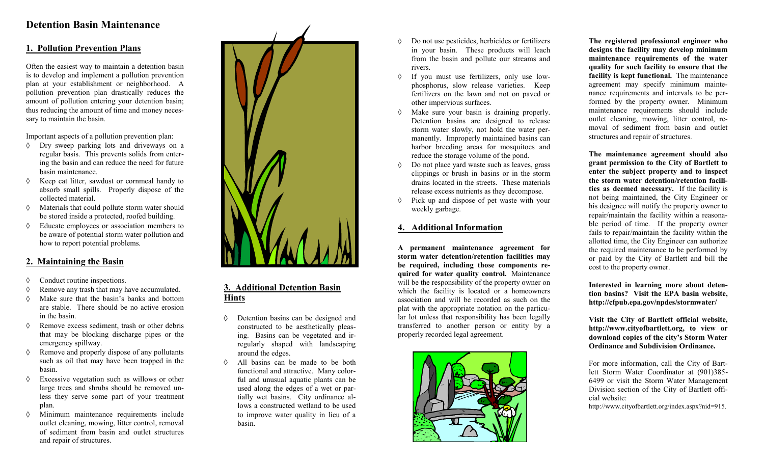# Detention Basin Maintenance

## 1. Pollution Prevention Plans

Often the easiest way to maintain a detention basin is to develop and implement a pollution prevention plan at your establishment or neighborhood. A pollution prevention plan drastically reduces the amount of pollution entering your detention basin; thus reducing the amount of time and money necessary to maintain the basin.

Important aspects of a pollution prevention plan:

- ◊ Dry sweep parking lots and driveways on a regular basis. This prevents solids from entering the basin and can reduce the need for future basin maintenance.
- ◊ Keep cat litter, sawdust or cornmeal handy to absorb small spills. Properly dispose of the collected material.
- ◊ Materials that could pollute storm water should be stored inside a protected, roofed building.
- ◊ Educate employees or association members to be aware of potential storm water pollution and how to report potential problems.

## 2. Maintaining the Basin

- ◊ Conduct routine inspections.
- ◊ Remove any trash that may have accumulated.
- ◊ Make sure that the basin's banks and bottom are stable. There should be no active erosion in the basin.
- ◊ Remove excess sediment, trash or other debris that may be blocking discharge pipes or the emergency spillway.
- ◊ Remove and properly dispose of any pollutants such as oil that may have been trapped in the basin.
- ◊ Excessive vegetation such as willows or other large trees and shrubs should be removed unless they serve some part of your treatment plan.
- ◊ Minimum maintenance requirements include outlet cleaning, mowing, litter control, removal of sediment from basin and outlet structures and repair of structures.

## 3. Additional Detention Basin Hints

- ◊ Detention basins can be designed and constructed to be aesthetically pleasing. Basins can be vegetated and irregularly shaped with landscaping around the edges.
- ◊ All basins can be made to be both functional and attractive. Many colorful and unusual aquatic plants can be used along the edges of a wet or partially wet basins. City ordinance allows a constructed wetland to be used to improve water quality in lieu of a basin.
- ◊ Do not use pesticides, herbicides or fertilizers in your basin. These products will leach from the basin and pollute our streams and rivers.
- ◊ If you must use fertilizers, only use low-phosphorus, slow release varieties. Keep fertilizers on the lawn and not on paved or other impervious surfaces.
- ◊ Make sure your basin is draining properly. Detention basins are designed to release storm water slowly, not hold the water permanently. Improperly maintained basins can harbor breeding areas for mosquitoes and reduce the storage volume of the pond.
- ◊ Do not place yard waste such as leaves, grass clippings or brush in basins or in the storm drains located in the streets. These materials release excess nutrients as they decompose.
- ◊ Pick up and dispose of pet waste with your weekly garbage.

## 4. Additional Information

**A permanent maintenance agreement for storm water detention/retention facilities may be required, including those components required for water quality control.** Maintenance will be the responsibility of the property owner on which the facility is located or a homeowners association and will be recorded as such on the plat with the appropriate notation on the particular lot unless that responsibility has been legally transferred to another person or entity by a properly recorded legal agreement.

**The registered professional engineer who designs the facility may develop minimum maintenance requirements of the water quality for such facility to ensure that the facility is kept functional.** The maintenance agreement may specify minimum maintenance requirements and intervals to be performed by the property owner. Minimum maintenance requirements should include outlet cleaning, mowing, litter control, removal of sediment from basin and outlet structures and repair of structures.

**The maintenance agreement should also grant permission to the City of Bartlett to enter the subject property and to inspect the storm water detention/retention facilities as deemed necessary.** If the facility is not being maintained, the City Engineer or his designee will notify the property owner to repair/maintain the facility within a reasonable period of time. If the property owner fails to repair/maintain the facility within the allotted time, the City Engineer can authorize the required maintenance to be performed by or paid by the City of Bartlett and bill the cost to the property owner.

**Interested in learning more about detention basins? Visit the EPA basin website, http://cfpub.epa.gov/npdes/stormwater/**

**Visit the City of Bartlett official website, http://www.cityofbartlett.org, to view or download copies of the city's Storm Water Ordinance and Subdivision Ordinance.**

For more information, call the City of Bartlett Storm Water Coordinator at (901)385-6499 or visit the Storm Water Management Division section of the City of Bartlett official website:
http://www.cityofbartlett.org/index.aspx?nid=915.